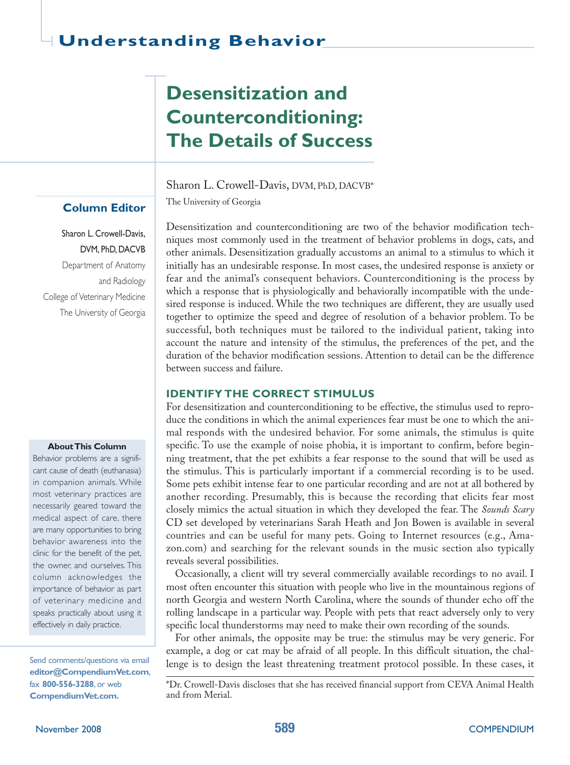# Desensitization and Counterconditioning: The Details of Success

Sharon L. Crowell-Davis, DVM, PhD, DACVB*

The University of Georgia

**Column Editor**

Sharon L. Crowell-Davis, DVM, PhD, DACVB
Department of Anatomy and Radiology
College of Veterinary Medicine
The University of Georgia

**About This Column**

Behavior problems are a significant cause of death (euthanasia) in companion animals. While most veterinary practices are necessarily geared toward the medical aspect of care, there are many opportunities to bring behavior awareness into the clinic for the benefit of the pet, the owner, and ourselves. This column acknowledges the importance of behavior as part of veterinary medicine and speaks practically about using it effectively in daily practice.

Send comments/questions via email **editor@CompendiumVet.com**, fax **800-556-3288**, or web **CompendiumVet.com.**

Desensitization and counterconditioning are two of the behavior modification techniques most commonly used in the treatment of behavior problems in dogs, cats, and other animals. Desensitization gradually accustoms an animal to a stimulus to which it initially has an undesirable response. In most cases, the undesired response is anxiety or fear and the animal's consequent behaviors. Counterconditioning is the process by which a response that is physiologically and behaviorally incompatible with the undesired response is induced. While the two techniques are different, they are usually used together to optimize the speed and degree of resolution of a behavior problem. To be successful, both techniques must be tailored to the individual patient, taking into account the nature and intensity of the stimulus, the preferences of the pet, and the duration of the behavior modification sessions. Attention to detail can be the difference between success and failure.

## IDENTIFY THE CORRECT STIMULUS

For desensitization and counterconditioning to be effective, the stimulus used to reproduce the conditions in which the animal experiences fear must be one to which the animal responds with the undesired behavior. For some animals, the stimulus is quite specific. To use the example of noise phobia, it is important to confirm, before beginning treatment, that the pet exhibits a fear response to the sound that will be used as the stimulus. This is particularly important if a commercial recording is to be used. Some pets exhibit intense fear to one particular recording and are not at all bothered by another recording. Presumably, this is because the recording that elicits fear most closely mimics the actual situation in which they developed the fear. The *Sounds Scary* CD set developed by veterinarians Sarah Heath and Jon Bowen is available in several countries and can be useful for many pets. Going to Internet resources (e.g., Amazon.com) and searching for the relevant sounds in the music section also typically reveals several possibilities.

Occasionally, a client will try several commercially available recordings to no avail. I most often encounter this situation with people who live in the mountainous regions of north Georgia and western North Carolina, where the sounds of thunder echo off the rolling landscape in a particular way. People with pets that react adversely only to very specific local thunderstorms may need to make their own recording of the sounds.

For other animals, the opposite may be true: the stimulus may be very generic. For example, a dog or cat may be afraid of all people. In this difficult situation, the challenge is to design the least threatening treatment protocol possible. In these cases, it

*Dr. Crowell-Davis discloses that she has received financial support from CEVA Animal Health and from Merial.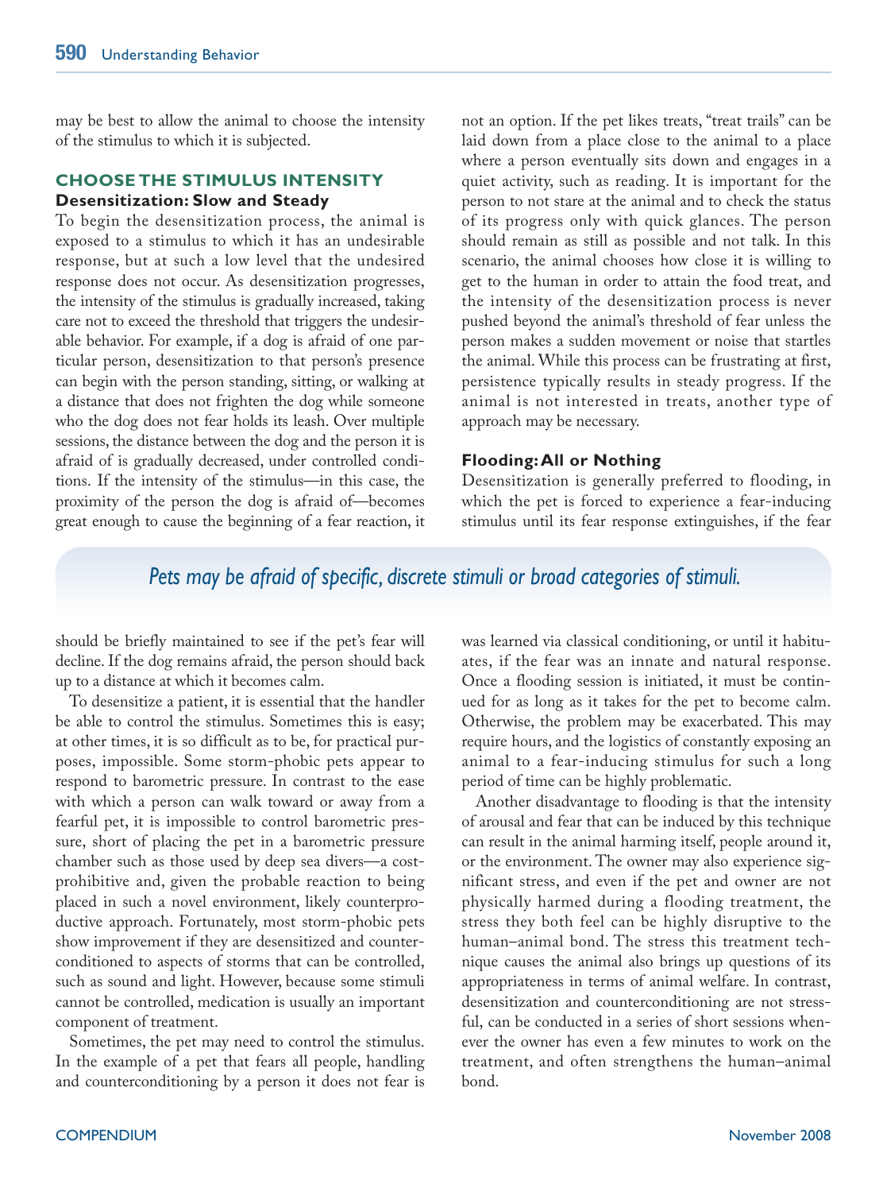may be best to allow the animal to choose the intensity of the stimulus to which it is subjected.

## CHOOSE THE STIMULUS INTENSITY

### Desensitization: Slow and Steady

To begin the desensitization process, the animal is exposed to a stimulus to which it has an undesirable response, but at such a low level that the undesired response does not occur. As desensitization progresses, the intensity of the stimulus is gradually increased, taking care not to exceed the threshold that triggers the undesirable behavior. For example, if a dog is afraid of one particular person, desensitization to that person's presence can begin with the person standing, sitting, or walking at a distance that does not frighten the dog while someone who the dog does not fear holds its leash. Over multiple sessions, the distance between the dog and the person it is afraid of is gradually decreased, under controlled conditions. If the intensity of the stimulus—in this case, the proximity of the person the dog is afraid of—becomes great enough to cause the beginning of a fear reaction, it should be briefly maintained to see if the pet's fear will decline. If the dog remains afraid, the person should back up to a distance at which it becomes calm.

To desensitize a patient, it is essential that the handler be able to control the stimulus. Sometimes this is easy; at other times, it is so difficult as to be, for practical purposes, impossible. Some storm-phobic pets appear to respond to barometric pressure. In contrast to the ease with which a person can walk toward or away from a fearful pet, it is impossible to control barometric pressure, short of placing the pet in a barometric pressure chamber such as those used by deep sea divers—a cost-prohibitive and, given the probable reaction to being placed in such a novel environment, likely counterproductive approach. Fortunately, most storm-phobic pets show improvement if they are desensitized and counterconditioned to aspects of storms that can be controlled, such as sound and light. However, because some stimuli cannot be controlled, medication is usually an important component of treatment.

Sometimes, the pet may need to control the stimulus. In the example of a pet that fears all people, handling and counterconditioning by a person it does not fear is not an option. If the pet likes treats, "treat trails" can be laid down from a place close to the animal to a place where a person eventually sits down and engages in a quiet activity, such as reading. It is important for the person to not stare at the animal and to check the status of its progress only with quick glances. The person should remain as still as possible and not talk. In this scenario, the animal chooses how close it is willing to get to the human in order to attain the food treat, and the intensity of the desensitization process is never pushed beyond the animal's threshold of fear unless the person makes a sudden movement or noise that startles the animal. While this process can be frustrating at first, persistence typically results in steady progress. If the animal is not interested in treats, another type of approach may be necessary.

*Pets may be afraid of specific, discrete stimuli or broad categories of stimuli.*

### Flooding: All or Nothing

Desensitization is generally preferred to flooding, in which the pet is forced to experience a fear-inducing stimulus until its fear response extinguishes, if the fear was learned via classical conditioning, or until it habituates, if the fear was an innate and natural response. Once a flooding session is initiated, it must be continued for as long as it takes for the pet to become calm. Otherwise, the problem may be exacerbated. This may require hours, and the logistics of constantly exposing an animal to a fear-inducing stimulus for such a long period of time can be highly problematic.

Another disadvantage to flooding is that the intensity of arousal and fear that can be induced by this technique can result in the animal harming itself, people around it, or the environment. The owner may also experience significant stress, and even if the pet and owner are not physically harmed during a flooding treatment, the stress they both feel can be highly disruptive to the human–animal bond. The stress this treatment technique causes the animal also brings up questions of its appropriateness in terms of animal welfare. In contrast, desensitization and counterconditioning are not stressful, can be conducted in a series of short sessions whenever the owner has even a few minutes to work on the treatment, and often strengthens the human–animal bond.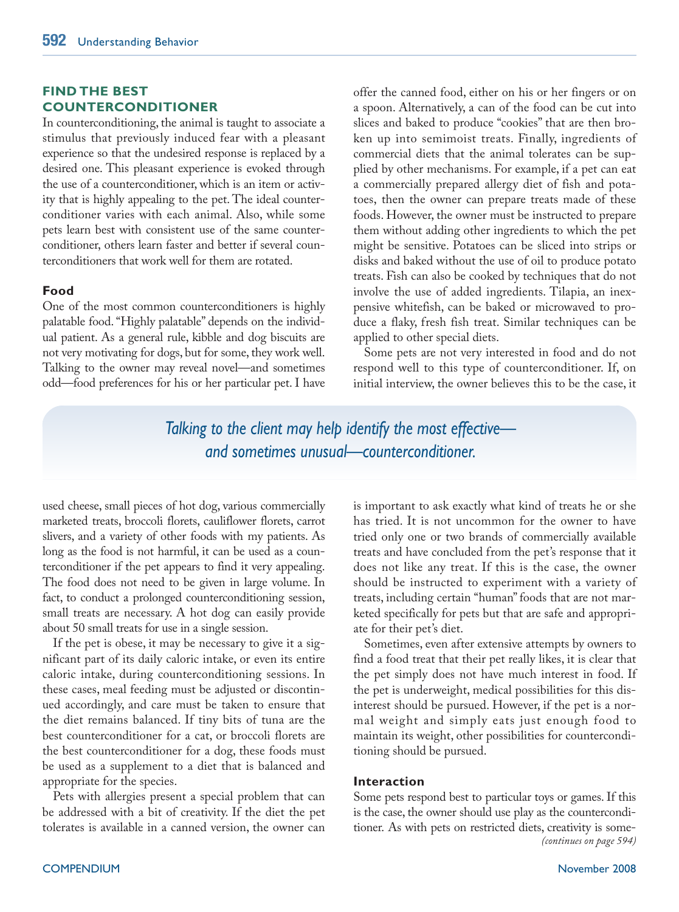## FIND THE BEST COUNTERCONDITIONER

In counterconditioning, the animal is taught to associate a stimulus that previously induced fear with a pleasant experience so that the undesired response is replaced by a desired one. This pleasant experience is evoked through the use of a counterconditioner, which is an item or activity that is highly appealing to the pet. The ideal counterconditioner varies with each animal. Also, while some pets learn best with consistent use of the same counterconditioner, others learn faster and better if several counterconditioners that work well for them are rotated.

### Food

One of the most common counterconditioners is highly palatable food. "Highly palatable" depends on the individual patient. As a general rule, kibble and dog biscuits are not very motivating for dogs, but for some, they work well. Talking to the owner may reveal novel—and sometimes odd—food preferences for his or her particular pet. I have used cheese, small pieces of hot dog, various commercially marketed treats, broccoli florets, cauliflower florets, carrot slivers, and a variety of other foods with my patients. As long as the food is not harmful, it can be used as a counterconditioner if the pet appears to find it very appealing. The food does not need to be given in large volume. In fact, to conduct a prolonged counterconditioning session, small treats are necessary. A hot dog can easily provide about 50 small treats for use in a single session.

If the pet is obese, it may be necessary to give it a significant part of its daily caloric intake, or even its entire caloric intake, during counterconditioning sessions. In these cases, meal feeding must be adjusted or discontinued accordingly, and care must be taken to ensure that the diet remains balanced. If tiny bits of tuna are the best counterconditioner for a cat, or broccoli florets are the best counterconditioner for a dog, these foods must be used as a supplement to a diet that is balanced and appropriate for the species.

Pets with allergies present a special problem that can be addressed with a bit of creativity. If the diet the pet tolerates is available in a canned version, the owner can offer the canned food, either on his or her fingers or on a spoon. Alternatively, a can of the food can be cut into slices and baked to produce "cookies" that are then broken up into semimoist treats. Finally, ingredients of commercial diets that the animal tolerates can be supplied by other mechanisms. For example, if a pet can eat a commercially prepared allergy diet of fish and potatoes, then the owner can prepare treats made of these foods. However, the owner must be instructed to prepare them without adding other ingredients to which the pet might be sensitive. Potatoes can be sliced into strips or disks and baked without the use of oil to produce potato treats. Fish can also be cooked by techniques that do not involve the use of added ingredients. Tilapia, an inexpensive whitefish, can be baked or microwaved to produce a flaky, fresh fish treat. Similar techniques can be applied to other special diets.

Some pets are not very interested in food and do not respond well to this type of counterconditioner. If, on initial interview, the owner believes this to be the case, it is important to ask exactly what kind of treats he or she has tried. It is not uncommon for the owner to have tried only one or two brands of commercially available treats and have concluded from the pet's response that it does not like any treat. If this is the case, the owner should be instructed to experiment with a variety of treats, including certain "human" foods that are not marketed specifically for pets but that are safe and appropriate for their pet's diet.

*Talking to the client may help identify the most effective—and sometimes unusual—counterconditioner.*

Sometimes, even after extensive attempts by owners to find a food treat that their pet really likes, it is clear that the pet simply does not have much interest in food. If the pet is underweight, medical possibilities for this disinterest should be pursued. However, if the pet is a normal weight and simply eats just enough food to maintain its weight, other possibilities for counterconditioning should be pursued.

### Interaction

Some pets respond best to particular toys or games. If this is the case, the owner should use play as the counterconditioner. As with pets on restricted diets, creativity is some-

*(continues on page 594)*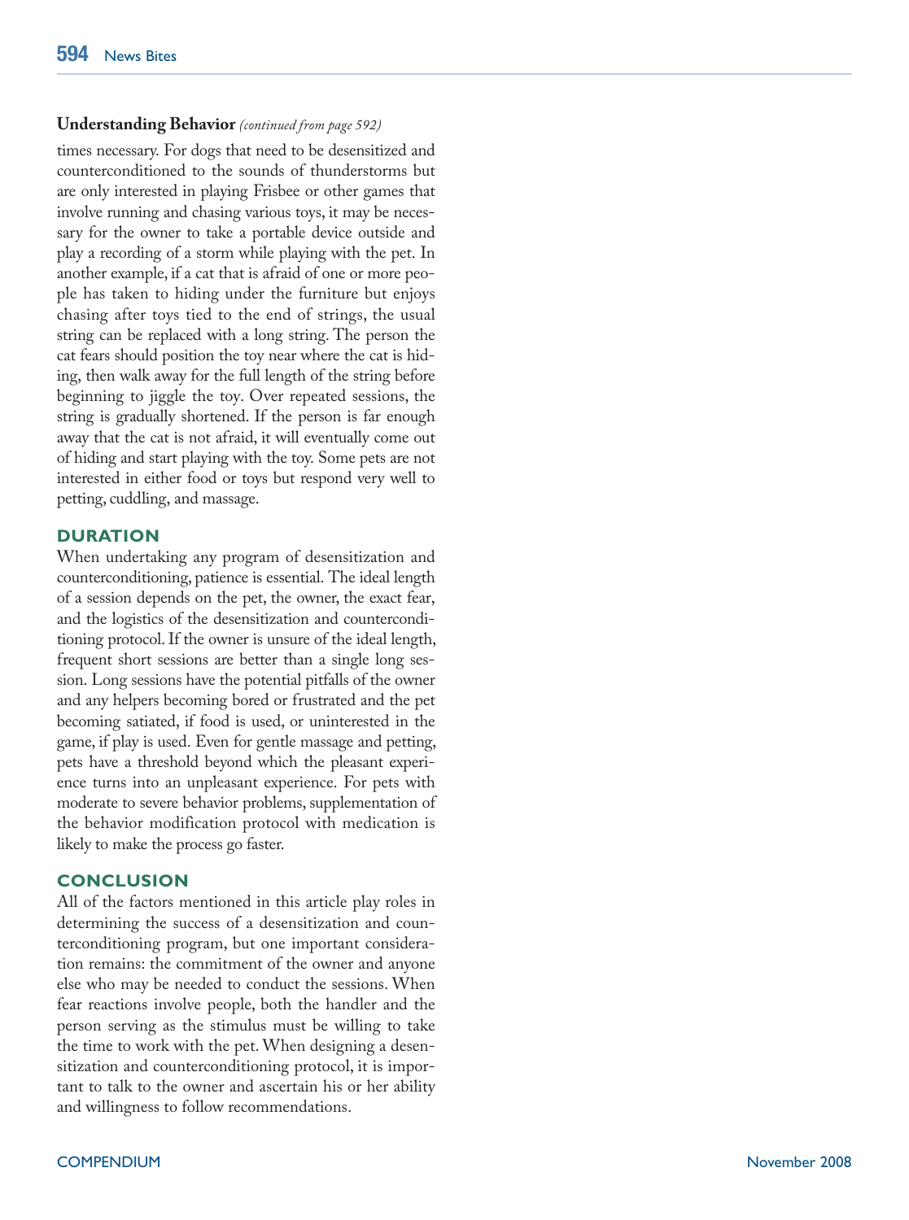**Understanding Behavior** *(continued from page 592)*

times necessary. For dogs that need to be desensitized and counterconditioned to the sounds of thunderstorms but are only interested in playing Frisbee or other games that involve running and chasing various toys, it may be necessary for the owner to take a portable device outside and play a recording of a storm while playing with the pet. In another example, if a cat that is afraid of one or more people has taken to hiding under the furniture but enjoys chasing after toys tied to the end of strings, the usual string can be replaced with a long string. The person the cat fears should position the toy near where the cat is hiding, then walk away for the full length of the string before beginning to jiggle the toy. Over repeated sessions, the string is gradually shortened. If the person is far enough away that the cat is not afraid, it will eventually come out of hiding and start playing with the toy. Some pets are not interested in either food or toys but respond very well to petting, cuddling, and massage.

## DURATION

When undertaking any program of desensitization and counterconditioning, patience is essential. The ideal length of a session depends on the pet, the owner, the exact fear, and the logistics of the desensitization and counterconditioning protocol. If the owner is unsure of the ideal length, frequent short sessions are better than a single long session. Long sessions have the potential pitfalls of the owner and any helpers becoming bored or frustrated and the pet becoming satiated, if food is used, or uninterested in the game, if play is used. Even for gentle massage and petting, pets have a threshold beyond which the pleasant experience turns into an unpleasant experience. For pets with moderate to severe behavior problems, supplementation of the behavior modification protocol with medication is likely to make the process go faster.

## CONCLUSION

All of the factors mentioned in this article play roles in determining the success of a desensitization and counterconditioning program, but one important consideration remains: the commitment of the owner and anyone else who may be needed to conduct the sessions. When fear reactions involve people, both the handler and the person serving as the stimulus must be willing to take the time to work with the pet. When designing a desensitization and counterconditioning protocol, it is important to talk to the owner and ascertain his or her ability and willingness to follow recommendations.